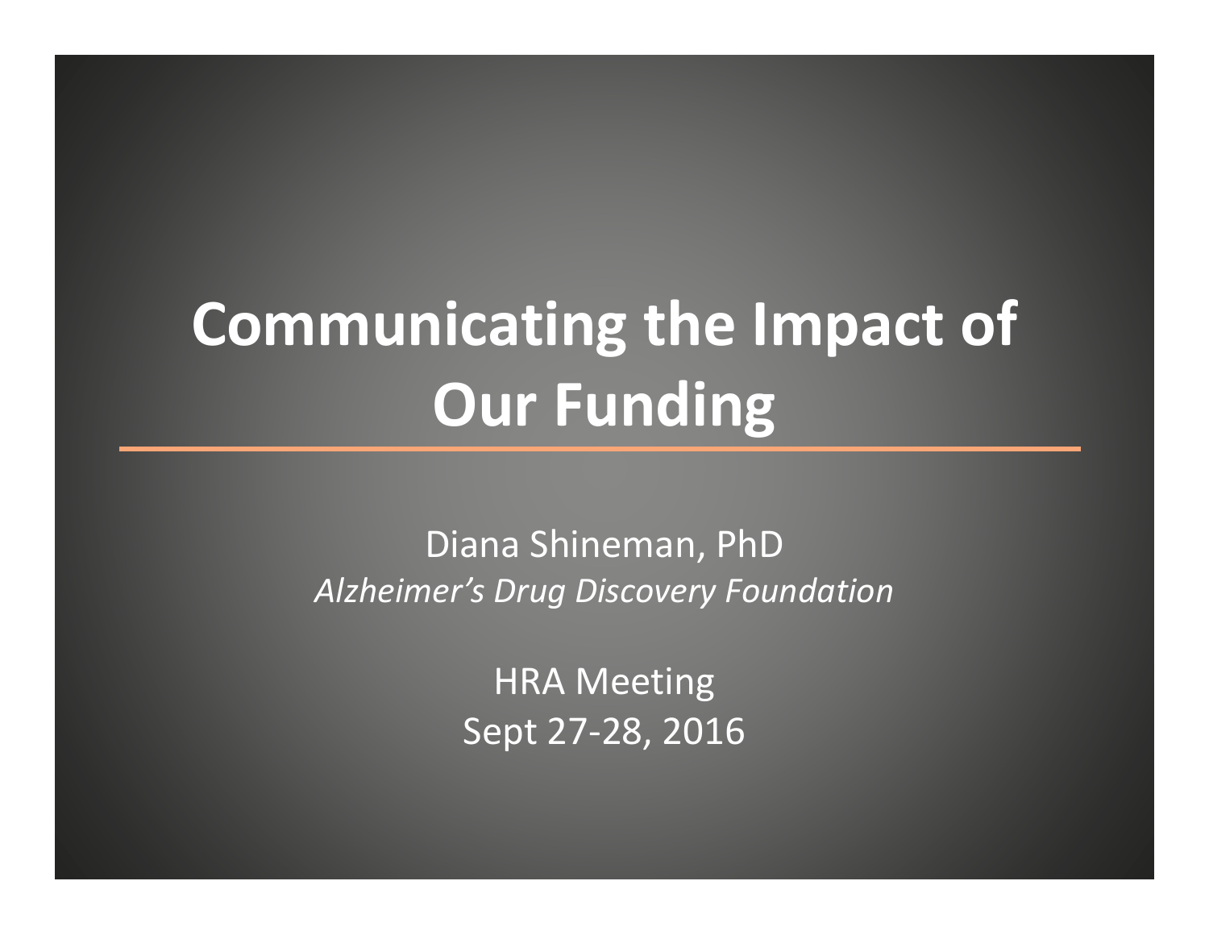# Communicating the Impact of Our Funding

Diana Shineman, PhD

*Alzheimer's Drug Discovery Foundation*

HRA Meeting

Sept 27-28, 2016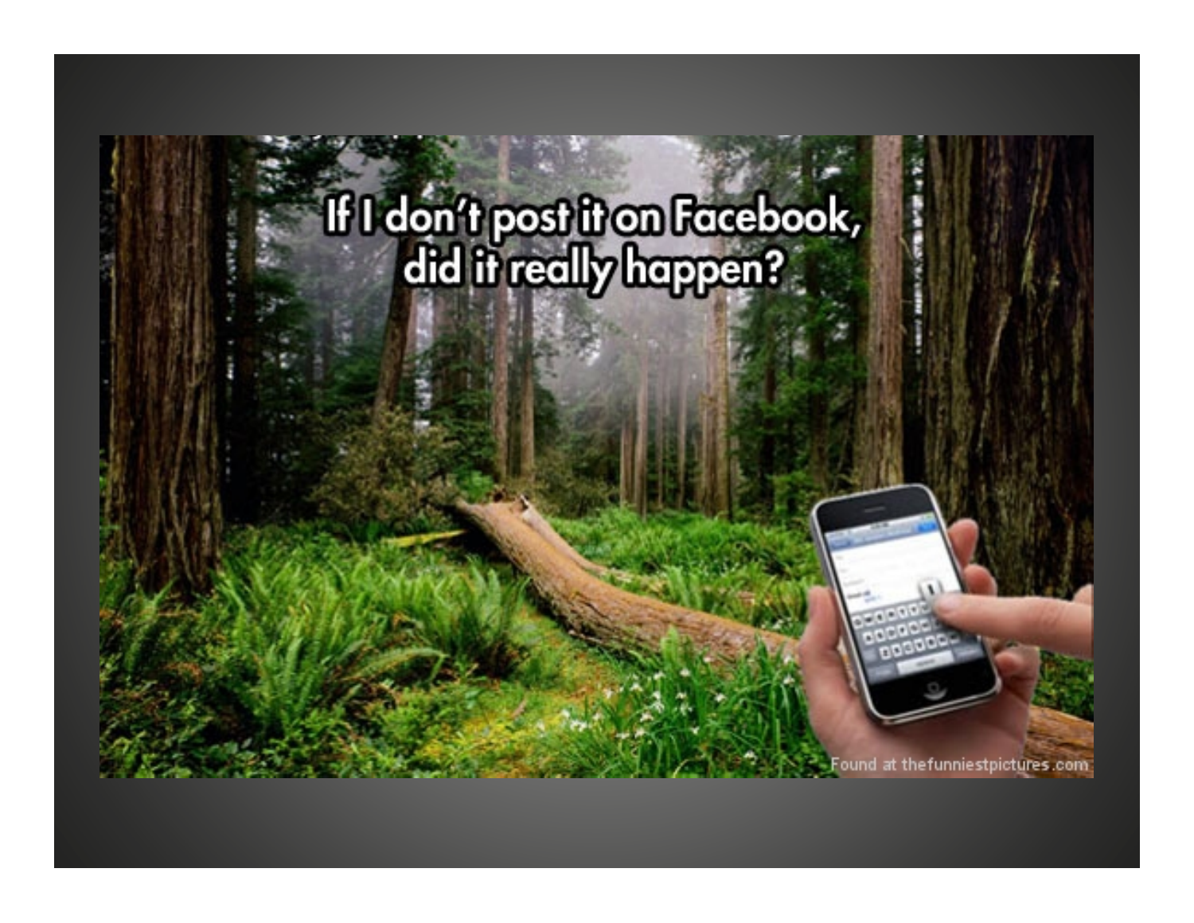If I don't post it on Facebook, did it really happen?

Found at thefunniestpictures.com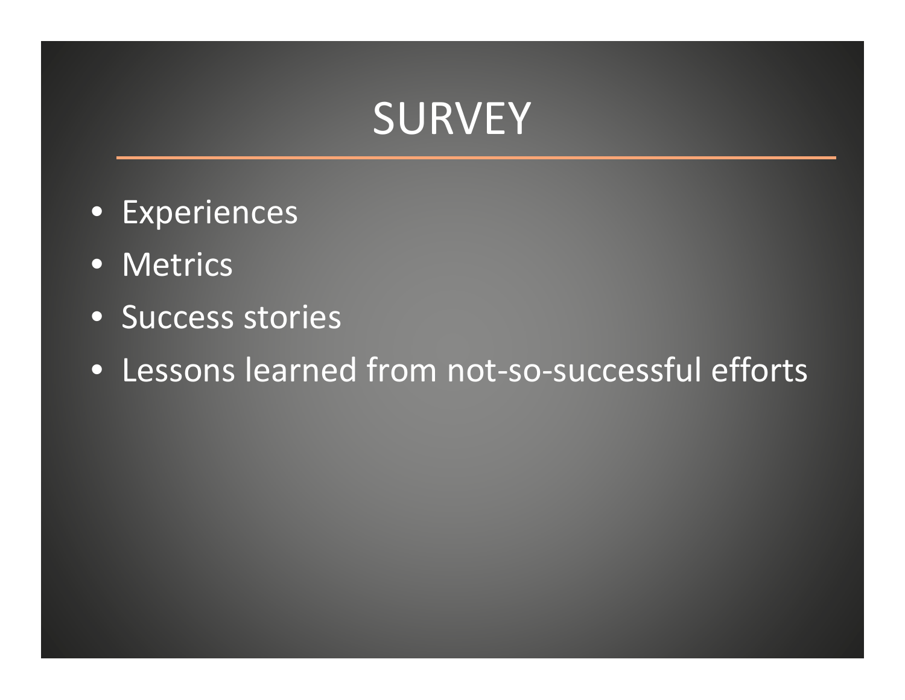# SURVEY

- Experiences
- Metrics
- Success stories
- Lessons learned from not-so-successful efforts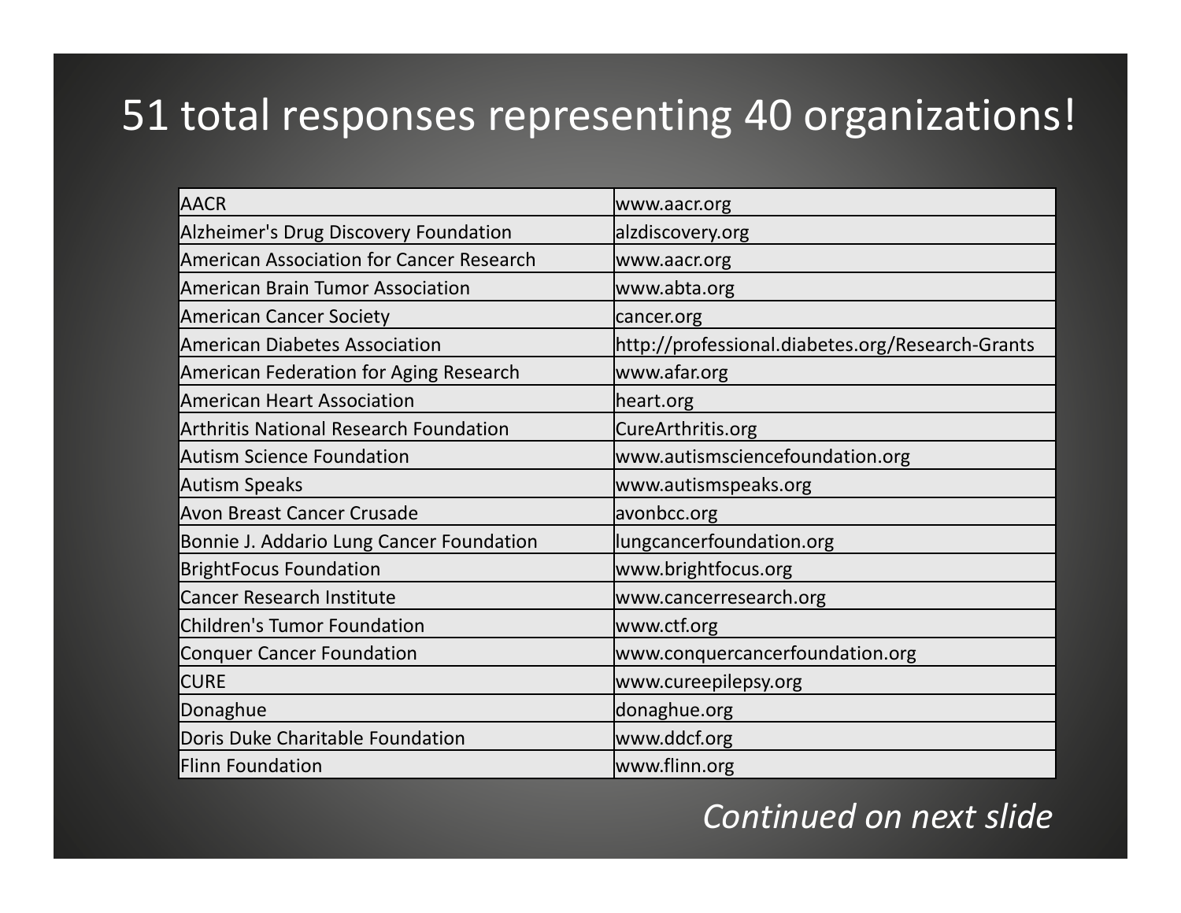# 51 total responses representing 40 organizations!

| | |
|---|---|
| AACR | www.aacr.org |
| Alzheimer's Drug Discovery Foundation | alzdiscovery.org |
| American Association for Cancer Research | www.aacr.org |
| American Brain Tumor Association | www.abta.org |
| American Cancer Society | cancer.org |
| American Diabetes Association | http://professional.diabetes.org/Research-Grants |
| American Federation for Aging Research | www.afar.org |
| American Heart Association | heart.org |
| Arthritis National Research Foundation | CureArthritis.org |
| Autism Science Foundation | www.autismsciencefoundation.org |
| Autism Speaks | www.autismspeaks.org |
| Avon Breast Cancer Crusade | avonbcc.org |
| Bonnie J. Addario Lung Cancer Foundation | lungcancerfoundation.org |
| BrightFocus Foundation | www.brightfocus.org |
| Cancer Research Institute | www.cancerresearch.org |
| Children's Tumor Foundation | www.ctf.org |
| Conquer Cancer Foundation | www.conquercancerfoundation.org |
| CURE | www.cureepilepsy.org |
| Donaghue | donaghue.org |
| Doris Duke Charitable Foundation | www.ddcf.org |
| Flinn Foundation | www.flinn.org |

*Continued on next slide*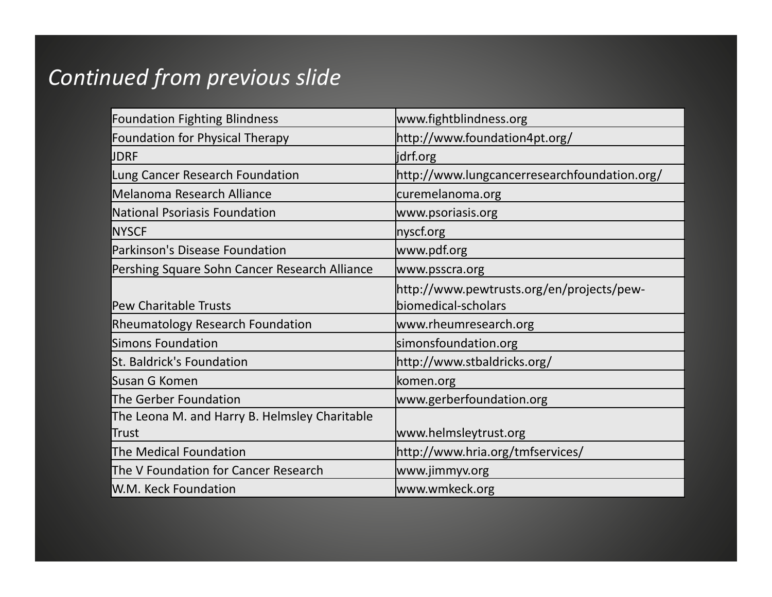*Continued from previous slide*

| | |
|---|---|
| Foundation Fighting Blindness | www.fightblindness.org |
| Foundation for Physical Therapy | http://www.foundation4pt.org/ |
| JDRF | jdrf.org |
| Lung Cancer Research Foundation | http://www.lungcancerresearchfoundation.org/ |
| Melanoma Research Alliance | curemelanoma.org |
| National Psoriasis Foundation | www.psoriasis.org |
| NYSCF | nyscf.org |
| Parkinson's Disease Foundation | www.pdf.org |
| Pershing Square Sohn Cancer Research Alliance | www.psscra.org |
| Pew Charitable Trusts | http://www.pewtrusts.org/en/projects/pew-biomedical-scholars |
| Rheumatology Research Foundation | www.rheumresearch.org |
| Simons Foundation | simonsfoundation.org |
| St. Baldrick's Foundation | http://www.stbaldricks.org/ |
| Susan G Komen | komen.org |
| The Gerber Foundation | www.gerberfoundation.org |
| The Leona M. and Harry B. Helmsley Charitable Trust | www.helmsleytrust.org |
| The Medical Foundation | http://www.hria.org/tmfservices/ |
| The V Foundation for Cancer Research | www.jimmyv.org |
| W.M. Keck Foundation | www.wmkeck.org |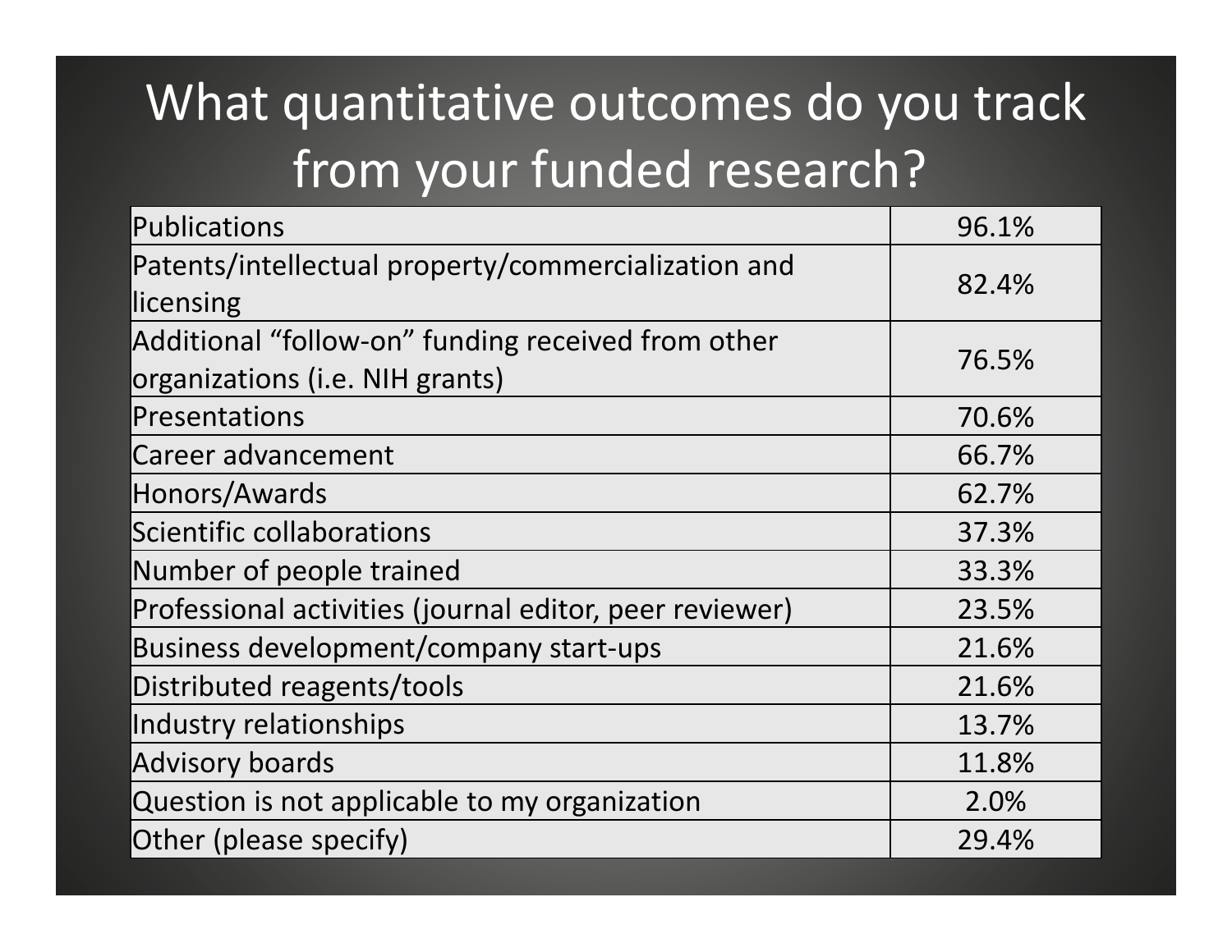# What quantitative outcomes do you track from your funded research?

| Outcome | Percentage |
|---|---|
| Publications | 96.1% |
| Patents/intellectual property/commercialization and licensing | 82.4% |
| Additional “follow-on” funding received from other organizations (i.e. NIH grants) | 76.5% |
| Presentations | 70.6% |
| Career advancement | 66.7% |
| Honors/Awards | 62.7% |
| Scientific collaborations | 37.3% |
| Number of people trained | 33.3% |
| Professional activities (journal editor, peer reviewer) | 23.5% |
| Business development/company start-ups | 21.6% |
| Distributed reagents/tools | 21.6% |
| Industry relationships | 13.7% |
| Advisory boards | 11.8% |
| Question is not applicable to my organization | 2.0% |
| Other (please specify) | 29.4% |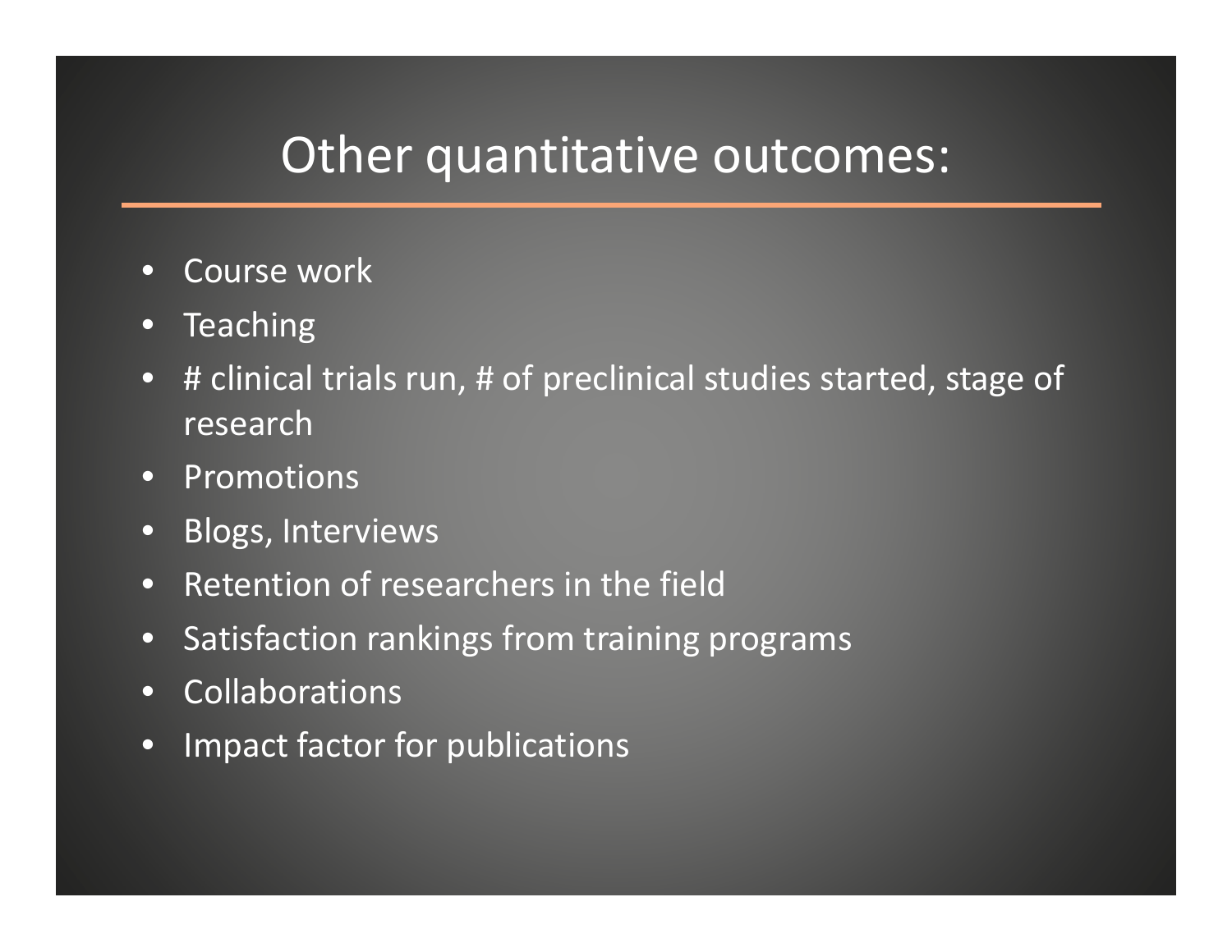# Other quantitative outcomes:

- Course work
- Teaching
- # clinical trials run, # of preclinical studies started, stage of research
- Promotions
- Blogs, Interviews
- Retention of researchers in the field
- Satisfaction rankings from training programs
- Collaborations
- Impact factor for publications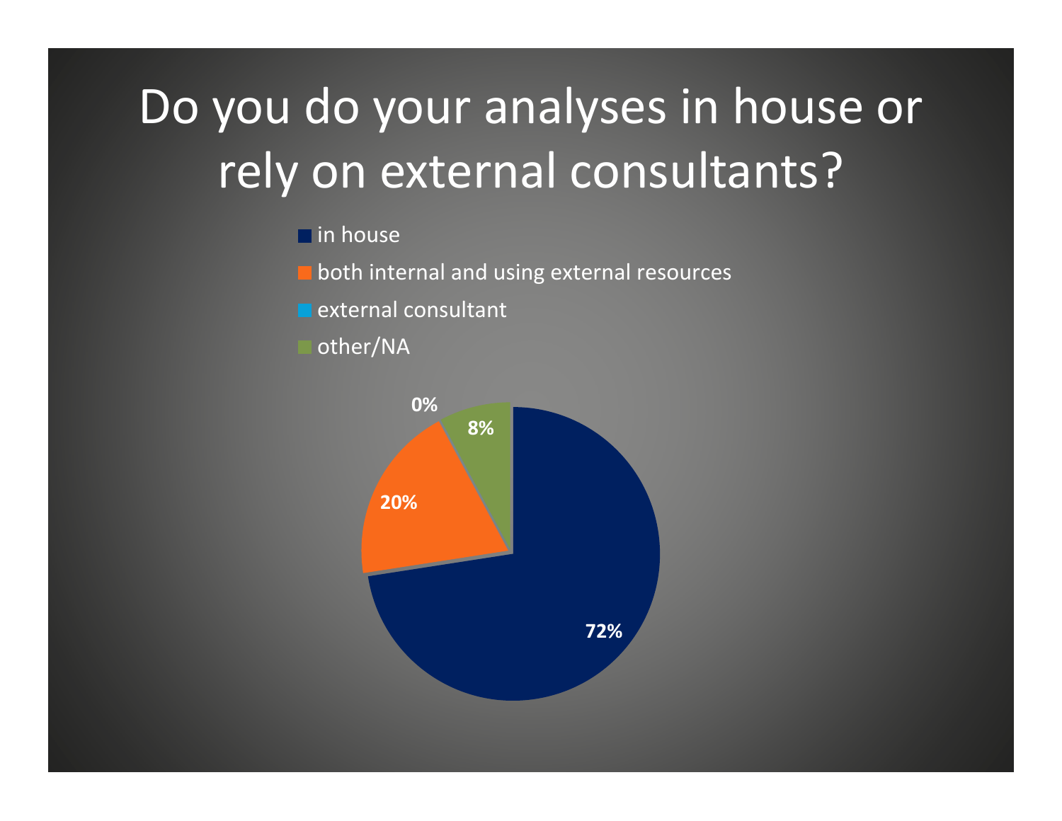# Do you do your analyses in house or rely on external consultants?

- in house
- both internal and using external resources
- external consultant
- other/NA

| Response | Percentage |
|---|---|
| in house | 72% |
| both internal and using external resources | 20% |
| external consultant | 0% |
| other/NA | 8% |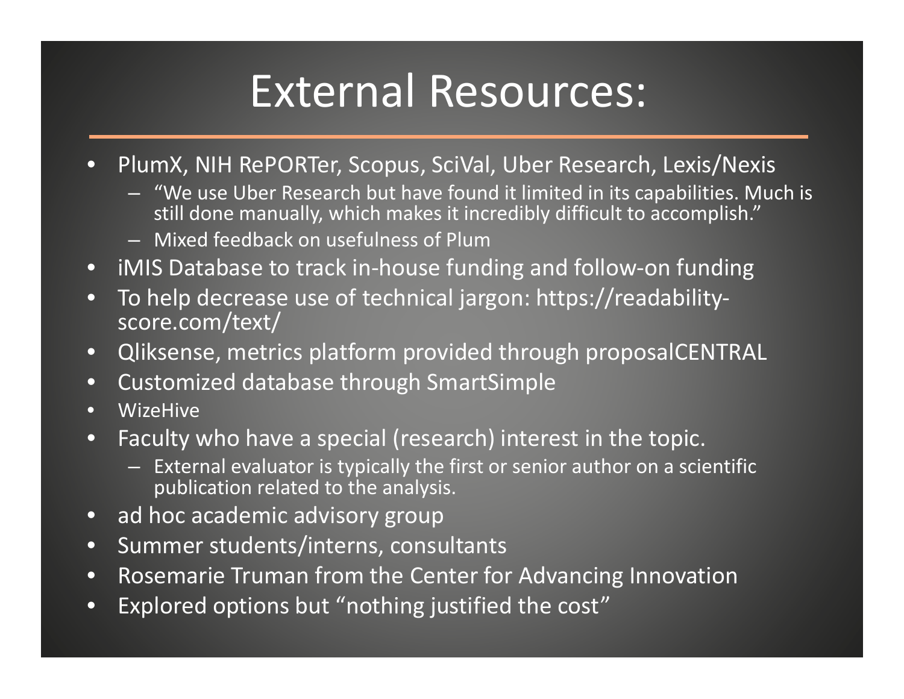# External Resources:

- PlumX, NIH RePORTer, Scopus, SciVal, Uber Research, Lexis/Nexis
  - "We use Uber Research but have found it limited in its capabilities. Much is still done manually, which makes it incredibly difficult to accomplish."
  - Mixed feedback on usefulness of Plum
- iMIS Database to track in-house funding and follow-on funding
- To help decrease use of technical jargon: https://readability-score.com/text/
- Qliksense, metrics platform provided through proposalCENTRAL
- Customized database through SmartSimple
- WizeHive
- Faculty who have a special (research) interest in the topic.
  - External evaluator is typically the first or senior author on a scientific publication related to the analysis.
- ad hoc academic advisory group
- Summer students/interns, consultants
- Rosemarie Truman from the Center for Advancing Innovation
- Explored options but "nothing justified the cost"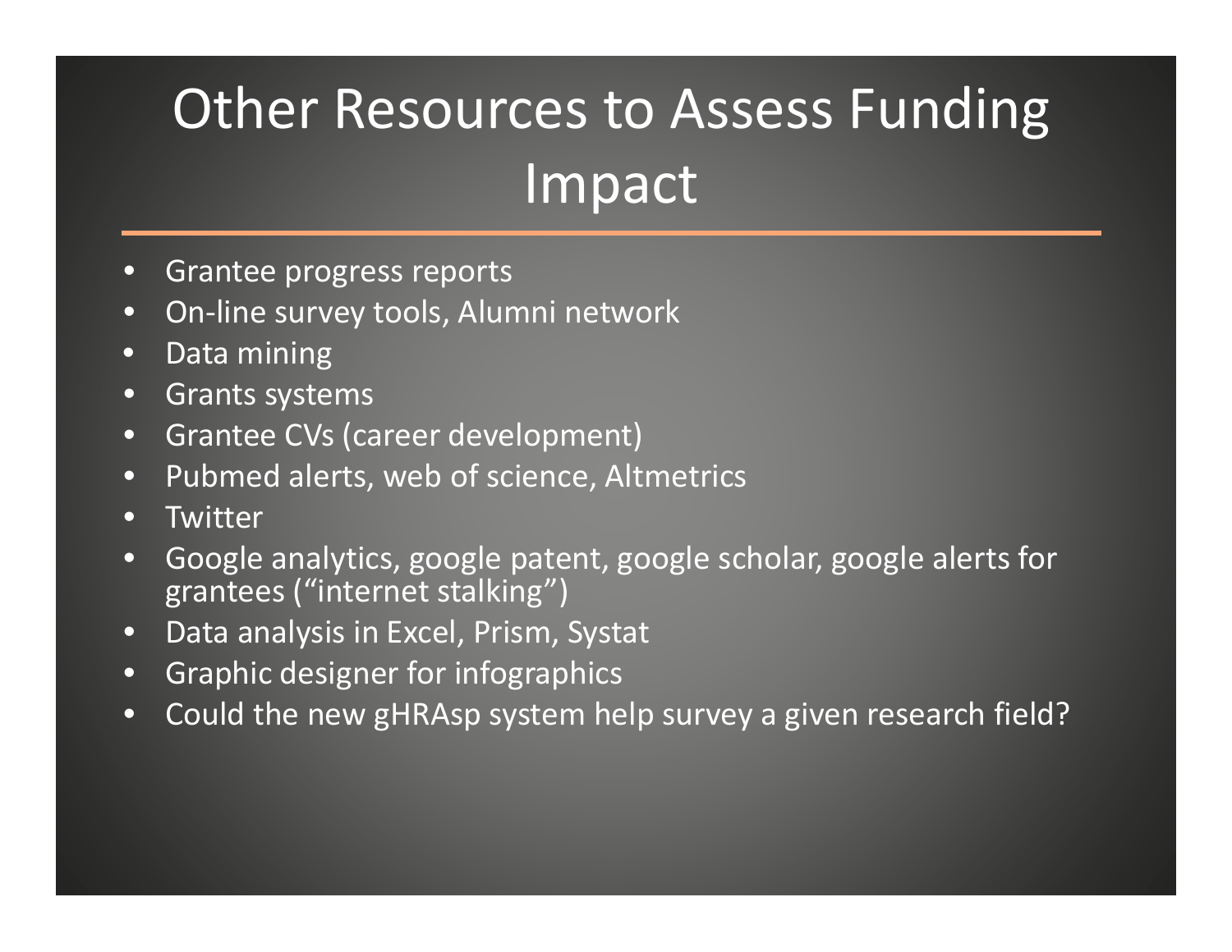# Other Resources to Assess Funding Impact

- Grantee progress reports
- On-line survey tools, Alumni network
- Data mining
- Grants systems
- Grantee CVs (career development)
- Pubmed alerts, web of science, Altmetrics
- Twitter
- Google analytics, google patent, google scholar, google alerts for grantees ("internet stalking")
- Data analysis in Excel, Prism, Systat
- Graphic designer for infographics
- Could the new gHRAsp system help survey a given research field?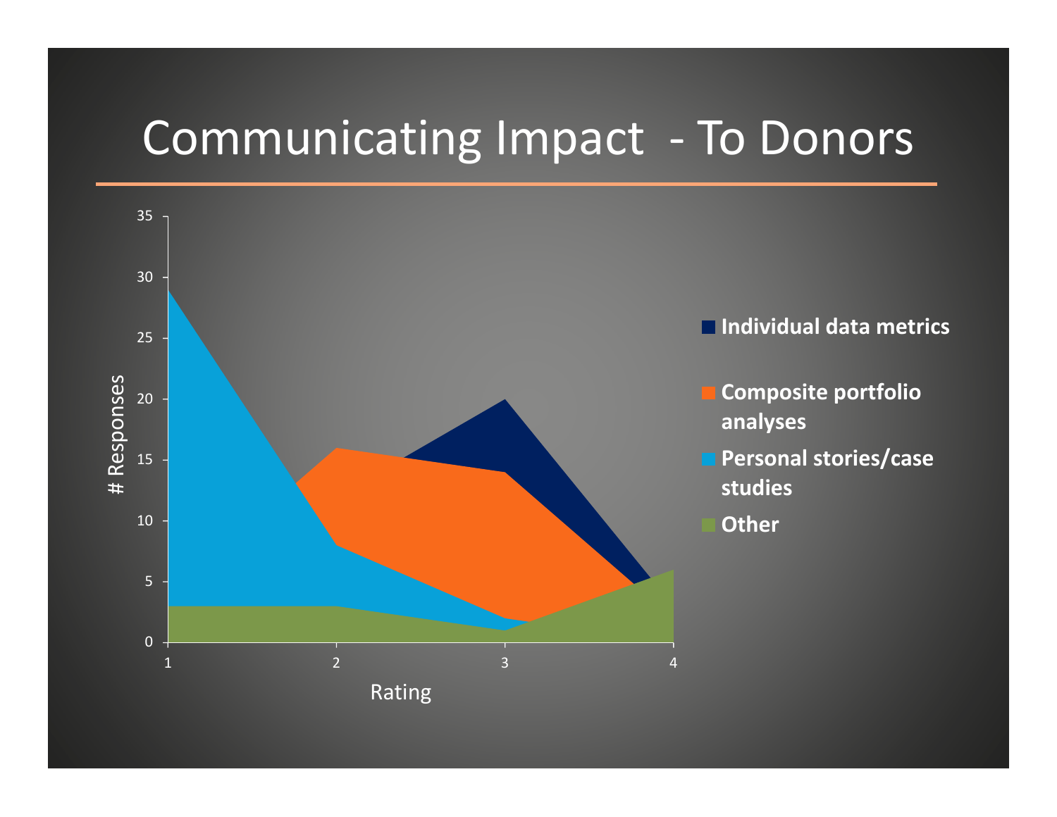# Communicating Impact - To Donors

| Rating | Individual data metrics | Composite portfolio analyses | Personal stories/case studies | Other |
|---|---|---|---|---|
| 1 | | | 29 | 3 |
| 2 | | 16 | 8 | 3 |
| 3 | 20 | 14 | 2 | 1 |
| 4 | | | | 6 |

# Responses (y-axis: 0–35); Rating (x-axis: 1–4)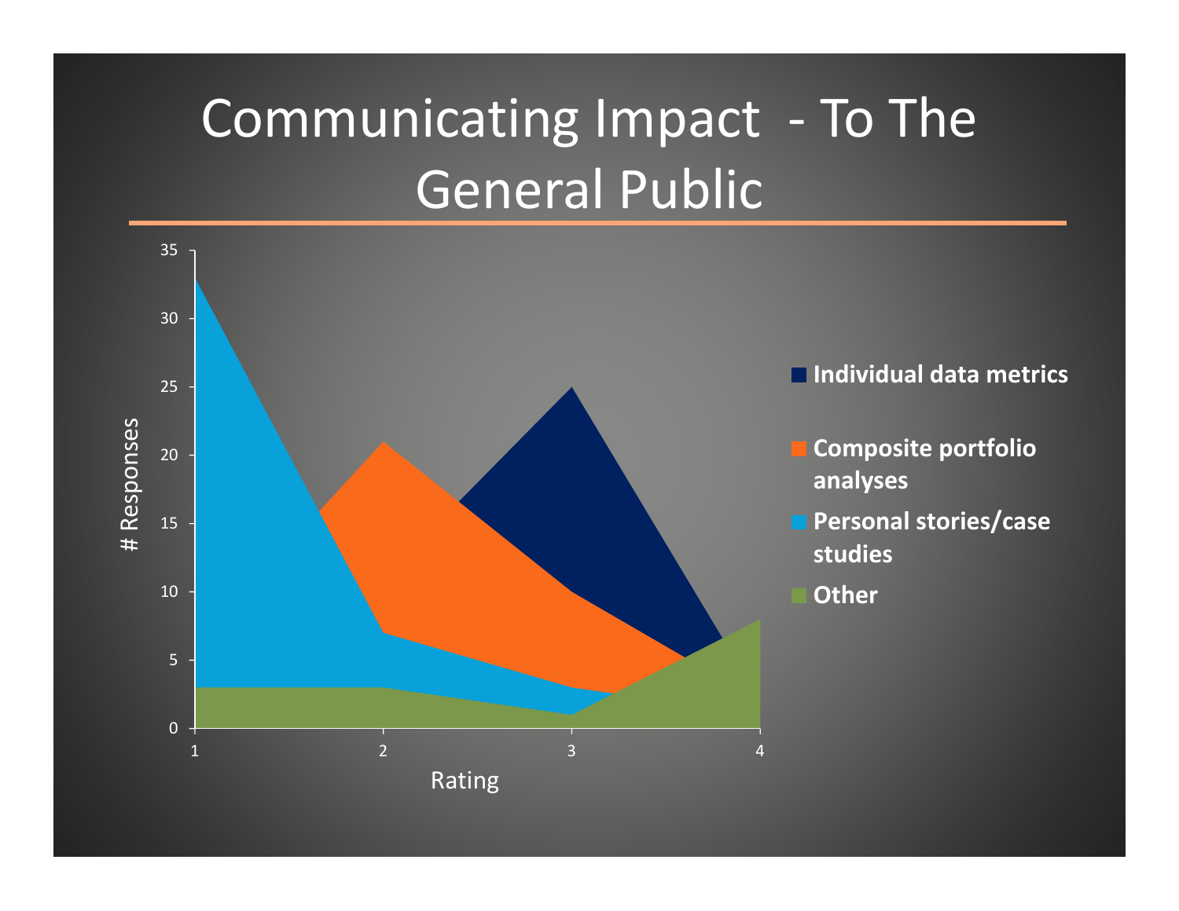# Communicating Impact - To The General Public

| Rating | Individual data metrics | Composite portfolio analyses | Personal stories/case studies | Other |
|---|---|---|---|---|
| 1 | | | 33 | 3 |
| 2 | | 21 | 7 | 3 |
| 3 | 25 | 10 | 3 | 1 |
| 4 | | | | 8 |

\# Responses (y-axis: 0–35)

Rating (x-axis: 1–4)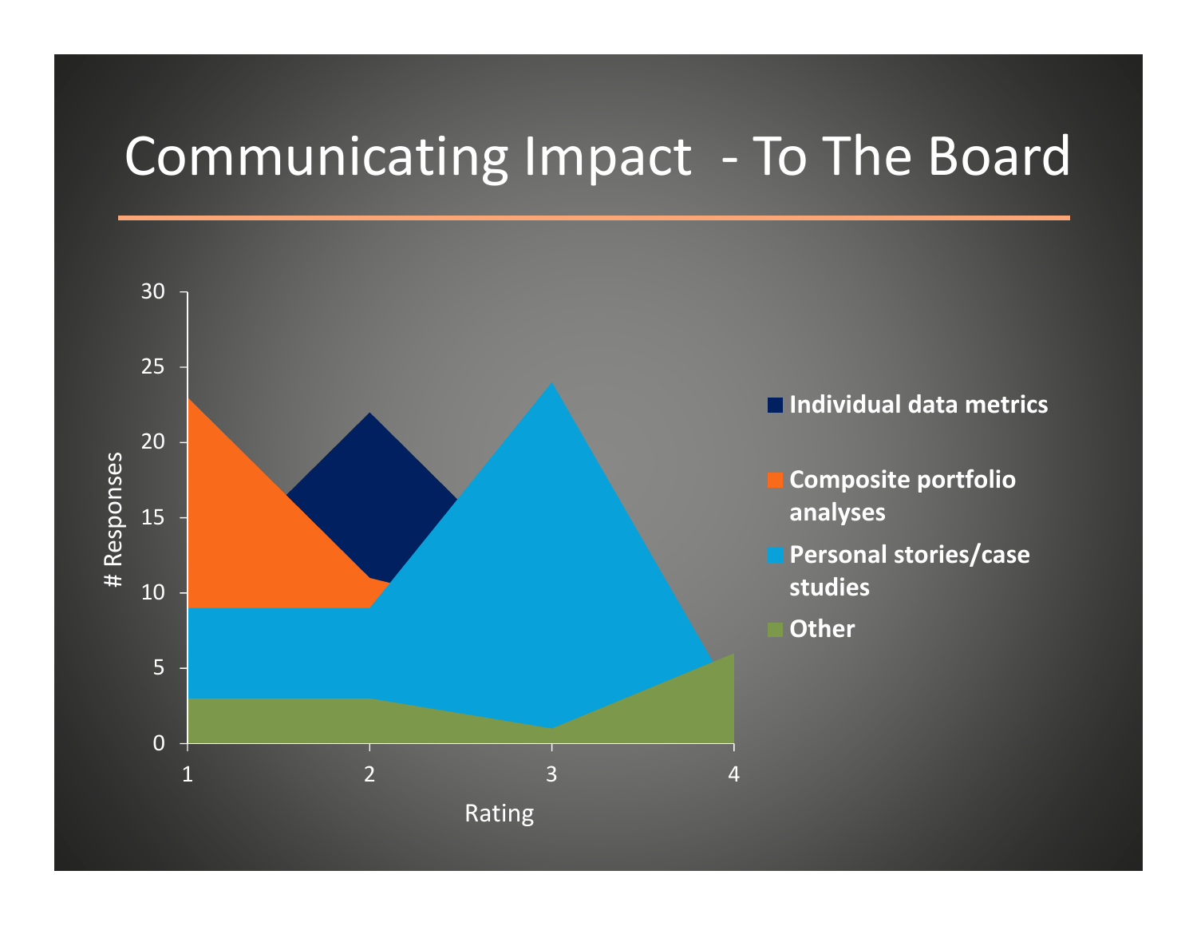# Communicating Impact - To The Board

30
25
20
15
10
5
0

# Responses

1 2 3 4

Rating

- Individual data metrics
- Composite portfolio analyses
- Personal stories/case studies
- Other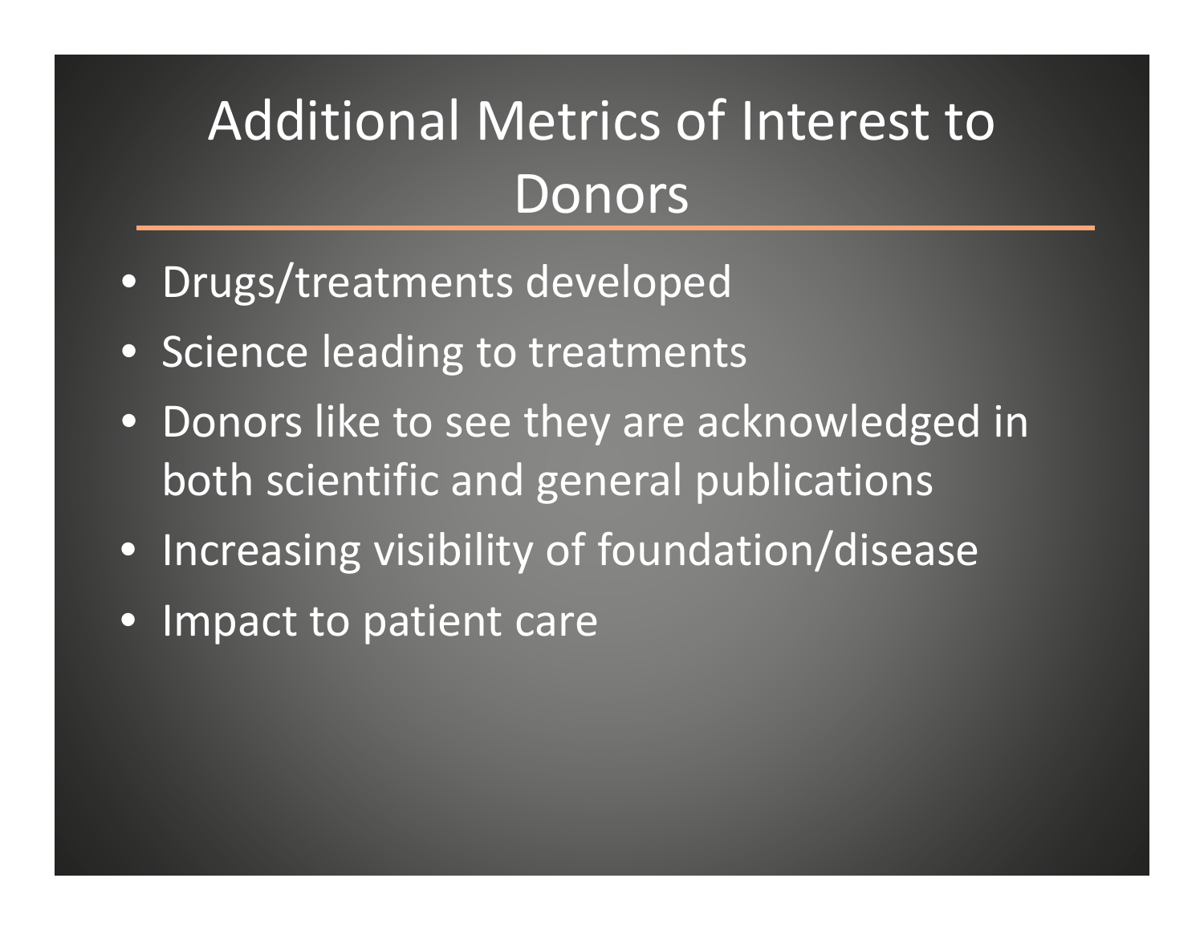# Additional Metrics of Interest to Donors

- Drugs/treatments developed
- Science leading to treatments
- Donors like to see they are acknowledged in both scientific and general publications
- Increasing visibility of foundation/disease
- Impact to patient care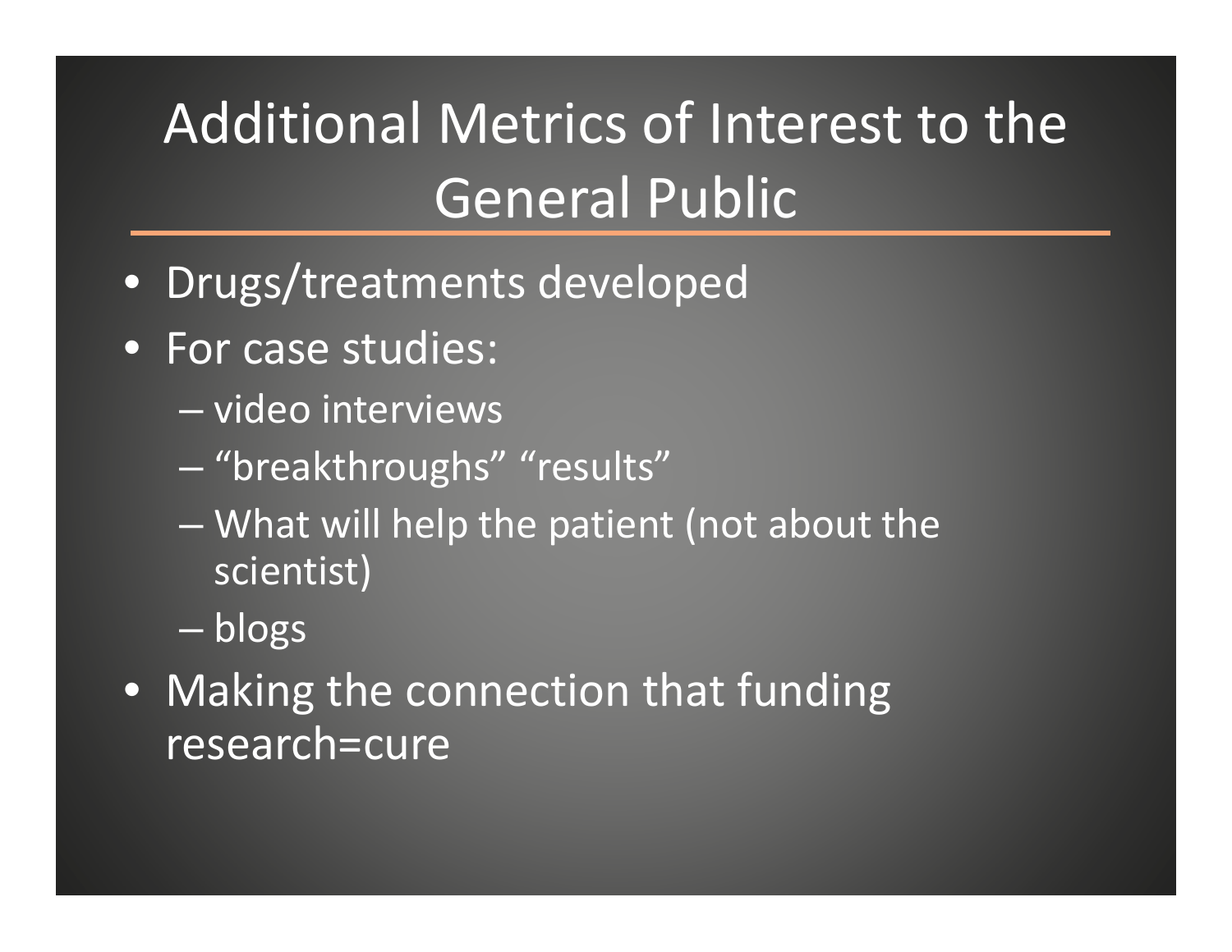# Additional Metrics of Interest to the General Public

- Drugs/treatments developed
- For case studies:
  - video interviews
  - “breakthroughs” “results”
  - What will help the patient (not about the scientist)
  - blogs
- Making the connection that funding research=cure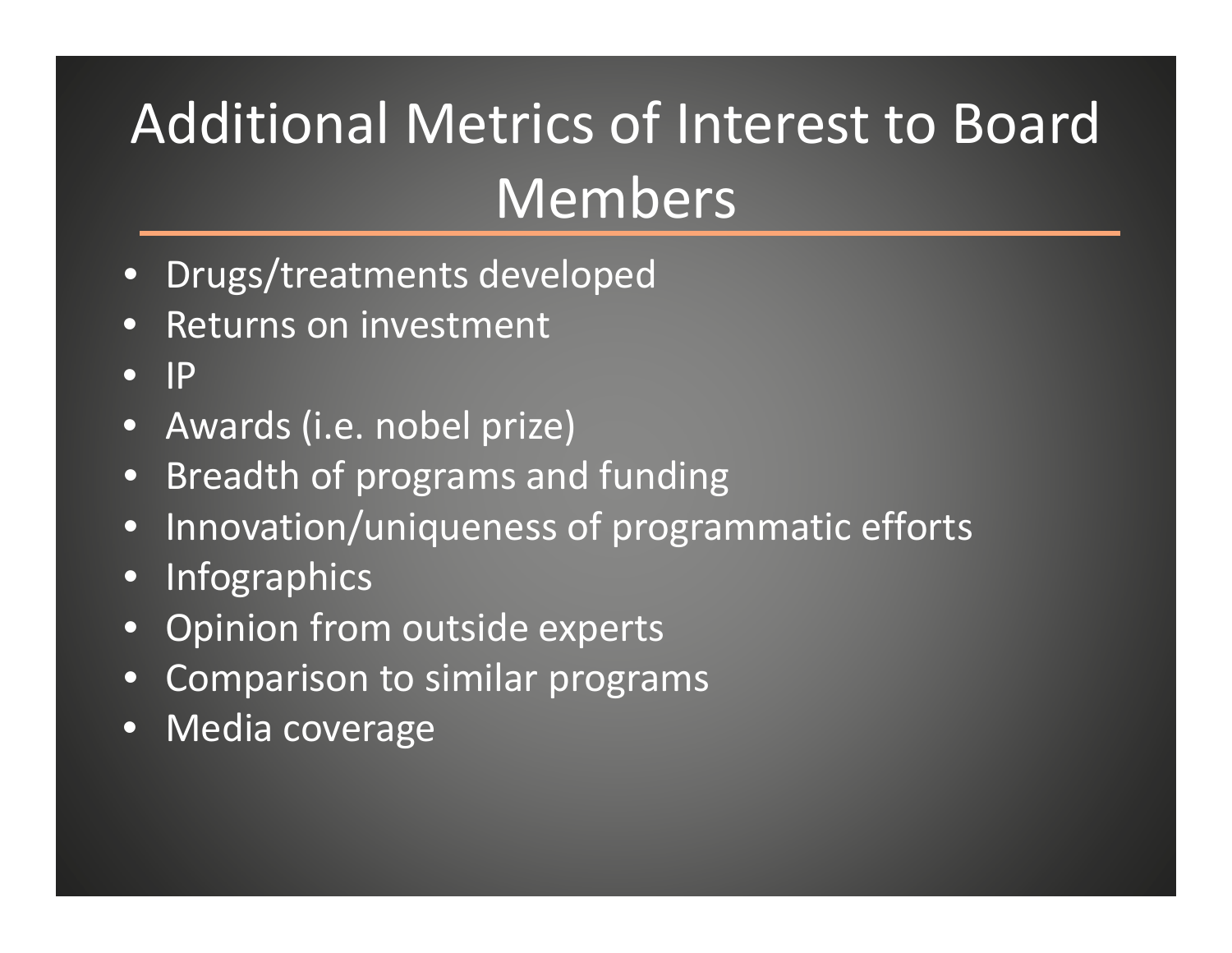# Additional Metrics of Interest to Board Members

- Drugs/treatments developed
- Returns on investment
- IP
- Awards (i.e. nobel prize)
- Breadth of programs and funding
- Innovation/uniqueness of programmatic efforts
- Infographics
- Opinion from outside experts
- Comparison to similar programs
- Media coverage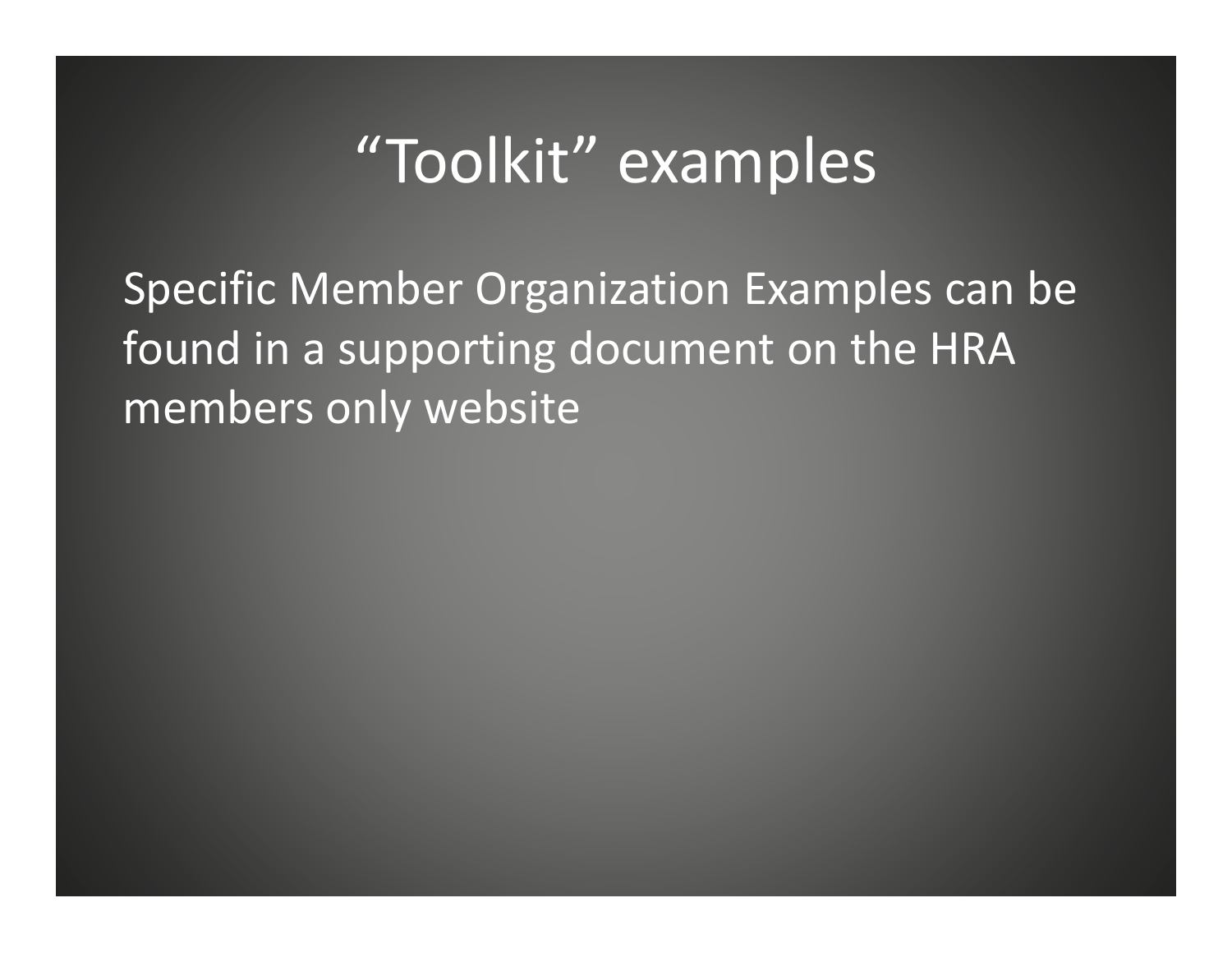# “Toolkit” examples

Specific Member Organization Examples can be found in a supporting document on the HRA members only website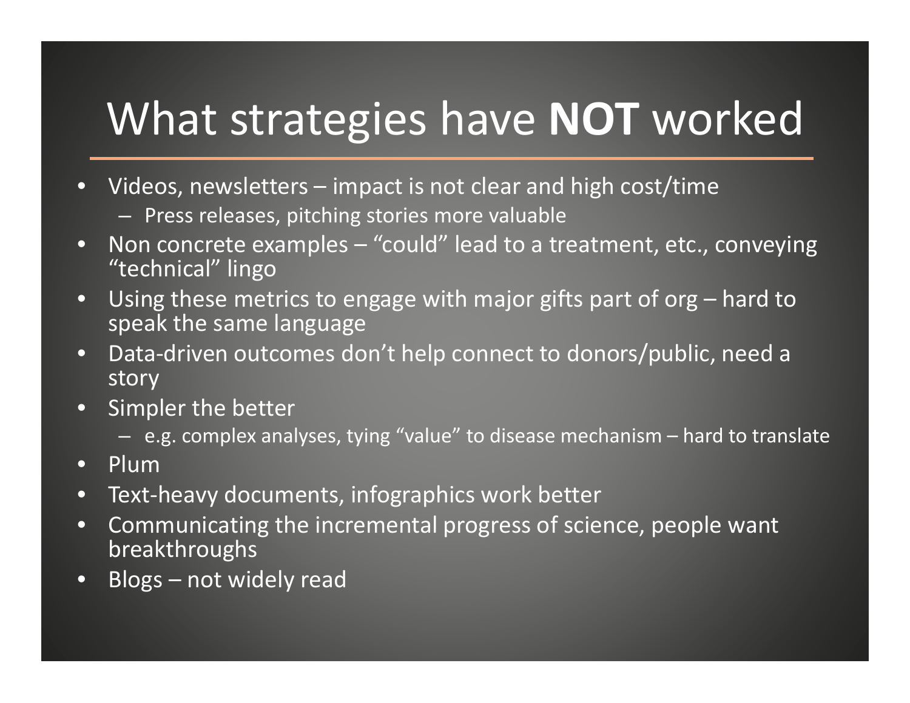# What strategies have **NOT** worked

- Videos, newsletters – impact is not clear and high cost/time
  - Press releases, pitching stories more valuable
- Non concrete examples – "could" lead to a treatment, etc., conveying "technical" lingo
- Using these metrics to engage with major gifts part of org – hard to speak the same language
- Data-driven outcomes don't help connect to donors/public, need a story
- Simpler the better
  - e.g. complex analyses, tying "value" to disease mechanism – hard to translate
- Plum
- Text-heavy documents, infographics work better
- Communicating the incremental progress of science, people want breakthroughs
- Blogs – not widely read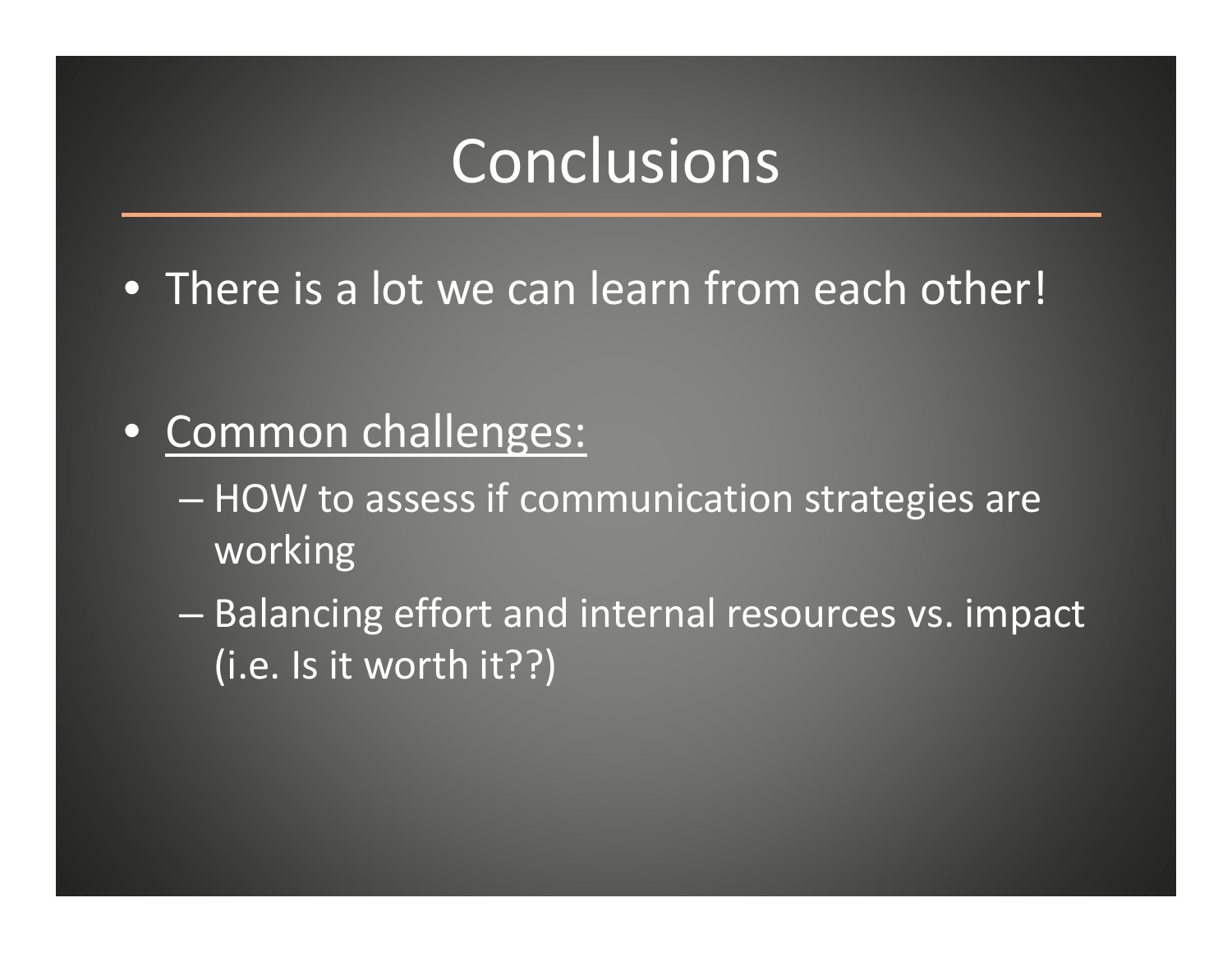# Conclusions

- There is a lot we can learn from each other!

- Common challenges:
  - HOW to assess if communication strategies are working
  - Balancing effort and internal resources vs. impact (i.e. Is it worth it??)